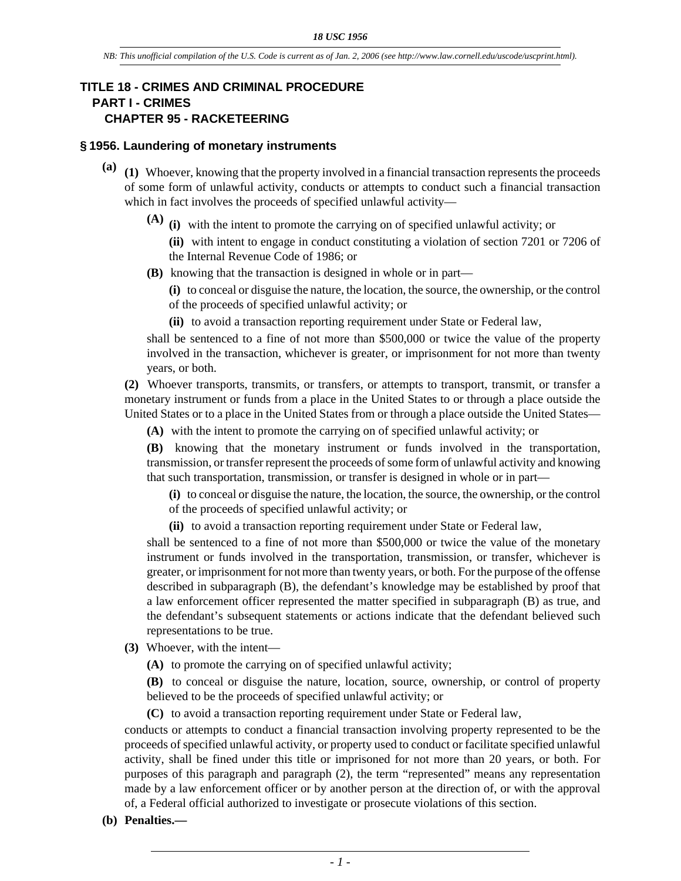# TITLE 18 - CRIMES AND CRIMINAL PROCEDURE

## PART I - CRIMES

### CHAPTER 95 - RACKETEERING

### § 1956. Laundering of monetary instruments

**(a)** **(1)** Whoever, knowing that the property involved in a financial transaction represents the proceeds of some form of unlawful activity, conducts or attempts to conduct such a financial transaction which in fact involves the proceeds of specified unlawful activity—

**(A)** **(i)** with the intent to promote the carrying on of specified unlawful activity; or

**(ii)** with intent to engage in conduct constituting a violation of section 7201 or 7206 of the Internal Revenue Code of 1986; or

**(B)** knowing that the transaction is designed in whole or in part—

**(i)** to conceal or disguise the nature, the location, the source, the ownership, or the control of the proceeds of specified unlawful activity; or

**(ii)** to avoid a transaction reporting requirement under State or Federal law,

shall be sentenced to a fine of not more than $500,000 or twice the value of the property involved in the transaction, whichever is greater, or imprisonment for not more than twenty years, or both.

**(2)** Whoever transports, transmits, or transfers, or attempts to transport, transmit, or transfer a monetary instrument or funds from a place in the United States to or through a place outside the United States or to a place in the United States from or through a place outside the United States—

**(A)** with the intent to promote the carrying on of specified unlawful activity; or

**(B)** knowing that the monetary instrument or funds involved in the transportation, transmission, or transfer represent the proceeds of some form of unlawful activity and knowing that such transportation, transmission, or transfer is designed in whole or in part—

**(i)** to conceal or disguise the nature, the location, the source, the ownership, or the control of the proceeds of specified unlawful activity; or

**(ii)** to avoid a transaction reporting requirement under State or Federal law,

shall be sentenced to a fine of not more than $500,000 or twice the value of the monetary instrument or funds involved in the transportation, transmission, or transfer, whichever is greater, or imprisonment for not more than twenty years, or both. For the purpose of the offense described in subparagraph (B), the defendant's knowledge may be established by proof that a law enforcement officer represented the matter specified in subparagraph (B) as true, and the defendant's subsequent statements or actions indicate that the defendant believed such representations to be true.

**(3)** Whoever, with the intent—

**(A)** to promote the carrying on of specified unlawful activity;

**(B)** to conceal or disguise the nature, location, source, ownership, or control of property believed to be the proceeds of specified unlawful activity; or

**(C)** to avoid a transaction reporting requirement under State or Federal law,

conducts or attempts to conduct a financial transaction involving property represented to be the proceeds of specified unlawful activity, or property used to conduct or facilitate specified unlawful activity, shall be fined under this title or imprisoned for not more than 20 years, or both. For purposes of this paragraph and paragraph (2), the term "represented" means any representation made by a law enforcement officer or by another person at the direction of, or with the approval of, a Federal official authorized to investigate or prosecute violations of this section.

**(b)** **Penalties.—**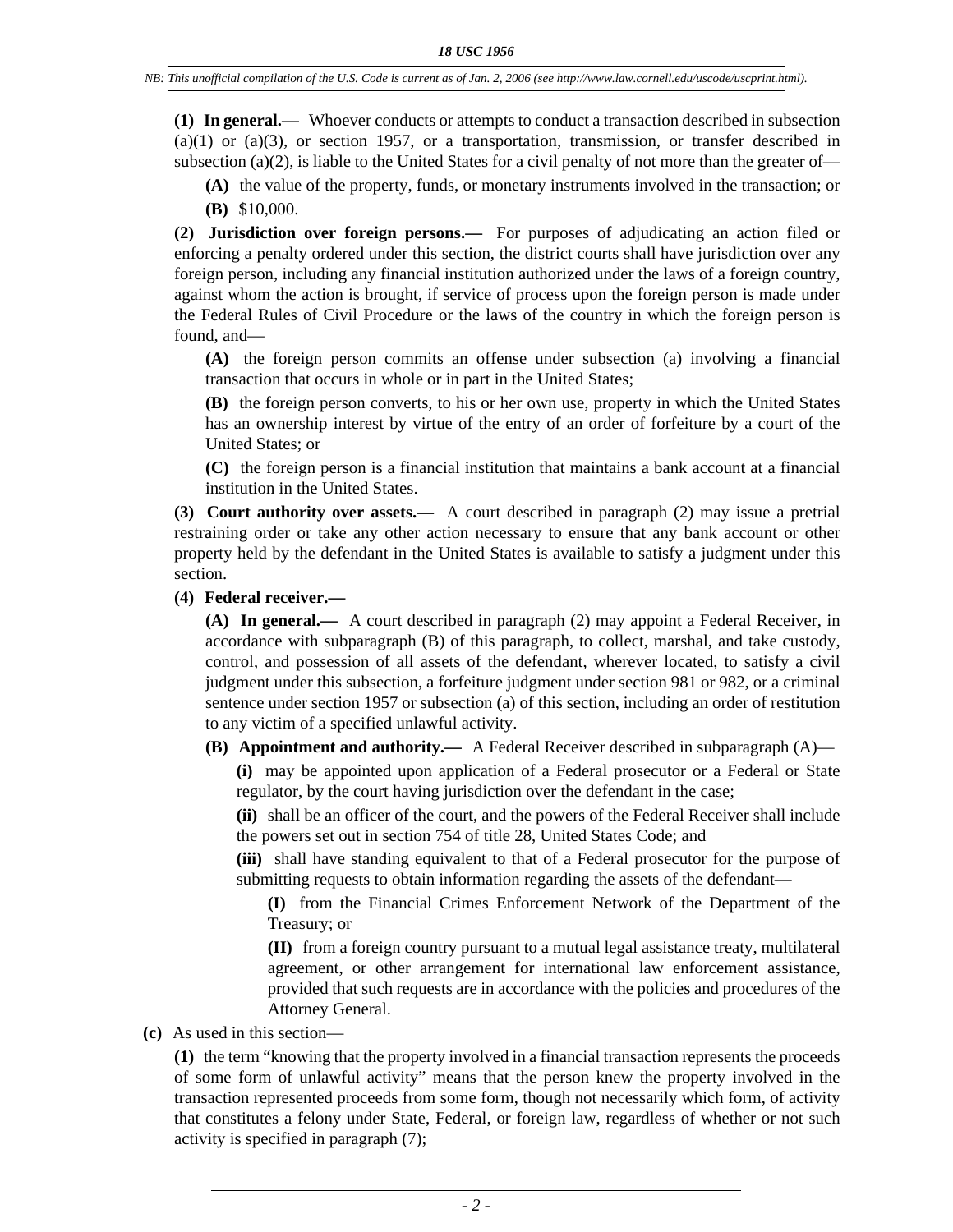**(1) In general.—** Whoever conducts or attempts to conduct a transaction described in subsection (a)(1) or (a)(3), or section 1957, or a transportation, transmission, or transfer described in subsection (a)(2), is liable to the United States for a civil penalty of not more than the greater of—

**(A)** the value of the property, funds, or monetary instruments involved in the transaction; or

**(B)** $10,000.

**(2) Jurisdiction over foreign persons.—** For purposes of adjudicating an action filed or enforcing a penalty ordered under this section, the district courts shall have jurisdiction over any foreign person, including any financial institution authorized under the laws of a foreign country, against whom the action is brought, if service of process upon the foreign person is made under the Federal Rules of Civil Procedure or the laws of the country in which the foreign person is found, and—

**(A)** the foreign person commits an offense under subsection (a) involving a financial transaction that occurs in whole or in part in the United States;

**(B)** the foreign person converts, to his or her own use, property in which the United States has an ownership interest by virtue of the entry of an order of forfeiture by a court of the United States; or

**(C)** the foreign person is a financial institution that maintains a bank account at a financial institution in the United States.

**(3) Court authority over assets.—** A court described in paragraph (2) may issue a pretrial restraining order or take any other action necessary to ensure that any bank account or other property held by the defendant in the United States is available to satisfy a judgment under this section.

**(4) Federal receiver.—**

**(A) In general.—** A court described in paragraph (2) may appoint a Federal Receiver, in accordance with subparagraph (B) of this paragraph, to collect, marshal, and take custody, control, and possession of all assets of the defendant, wherever located, to satisfy a civil judgment under this subsection, a forfeiture judgment under section 981 or 982, or a criminal sentence under section 1957 or subsection (a) of this section, including an order of restitution to any victim of a specified unlawful activity.

**(B) Appointment and authority.—** A Federal Receiver described in subparagraph (A)—

**(i)** may be appointed upon application of a Federal prosecutor or a Federal or State regulator, by the court having jurisdiction over the defendant in the case;

**(ii)** shall be an officer of the court, and the powers of the Federal Receiver shall include the powers set out in section 754 of title 28, United States Code; and

**(iii)** shall have standing equivalent to that of a Federal prosecutor for the purpose of submitting requests to obtain information regarding the assets of the defendant—

**(I)** from the Financial Crimes Enforcement Network of the Department of the Treasury; or

**(II)** from a foreign country pursuant to a mutual legal assistance treaty, multilateral agreement, or other arrangement for international law enforcement assistance, provided that such requests are in accordance with the policies and procedures of the Attorney General.

**(c)** As used in this section—

**(1)** the term "knowing that the property involved in a financial transaction represents the proceeds of some form of unlawful activity" means that the person knew the property involved in the transaction represented proceeds from some form, though not necessarily which form, of activity that constitutes a felony under State, Federal, or foreign law, regardless of whether or not such activity is specified in paragraph (7);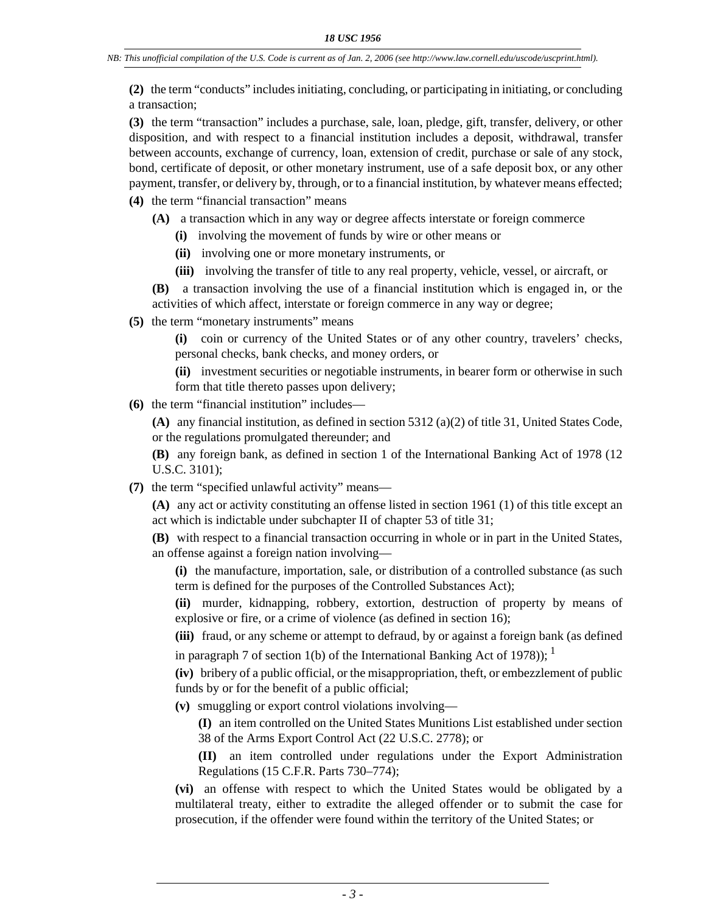**(2)** the term “conducts” includes initiating, concluding, or participating in initiating, or concluding a transaction;

**(3)** the term “transaction” includes a purchase, sale, loan, pledge, gift, transfer, delivery, or other disposition, and with respect to a financial institution includes a deposit, withdrawal, transfer between accounts, exchange of currency, loan, extension of credit, purchase or sale of any stock, bond, certificate of deposit, or other monetary instrument, use of a safe deposit box, or any other payment, transfer, or delivery by, through, or to a financial institution, by whatever means effected;

**(4)** the term “financial transaction” means

> **(A)** a transaction which in any way or degree affects interstate or foreign commerce
>
> > **(i)** involving the movement of funds by wire or other means or
> >
> > **(ii)** involving one or more monetary instruments, or
> >
> > **(iii)** involving the transfer of title to any real property, vehicle, vessel, or aircraft, or
>
> **(B)** a transaction involving the use of a financial institution which is engaged in, or the activities of which affect, interstate or foreign commerce in any way or degree;

**(5)** the term “monetary instruments” means

> **(i)** coin or currency of the United States or of any other country, travelers’ checks, personal checks, bank checks, and money orders, or
>
> **(ii)** investment securities or negotiable instruments, in bearer form or otherwise in such form that title thereto passes upon delivery;

**(6)** the term “financial institution” includes—

> **(A)** any financial institution, as defined in section 5312 (a)(2) of title 31, United States Code, or the regulations promulgated thereunder; and
>
> **(B)** any foreign bank, as defined in section 1 of the International Banking Act of 1978 (12 U.S.C. 3101);

**(7)** the term “specified unlawful activity” means—

> **(A)** any act or activity constituting an offense listed in section 1961 (1) of this title except an act which is indictable under subchapter II of chapter 53 of title 31;
>
> **(B)** with respect to a financial transaction occurring in whole or in part in the United States, an offense against a foreign nation involving—
>
> > **(i)** the manufacture, importation, sale, or distribution of a controlled substance (as such term is defined for the purposes of the Controlled Substances Act);
> >
> > **(ii)** murder, kidnapping, robbery, extortion, destruction of property by means of explosive or fire, or a crime of violence (as defined in section 16);
> >
> > **(iii)** fraud, or any scheme or attempt to defraud, by or against a foreign bank (as defined in paragraph 7 of section 1(b) of the International Banking Act of 1978)); [1]
> >
> > **(iv)** bribery of a public official, or the misappropriation, theft, or embezzlement of public funds by or for the benefit of a public official;
> >
> > **(v)** smuggling or export control violations involving—
> >
> > > **(I)** an item controlled on the United States Munitions List established under section 38 of the Arms Export Control Act (22 U.S.C. 2778); or
> > >
> > > **(II)** an item controlled under regulations under the Export Administration Regulations (15 C.F.R. Parts 730–774);
> >
> > **(vi)** an offense with respect to which the United States would be obligated by a multilateral treaty, either to extradite the alleged offender or to submit the case for prosecution, if the offender were found within the territory of the United States; or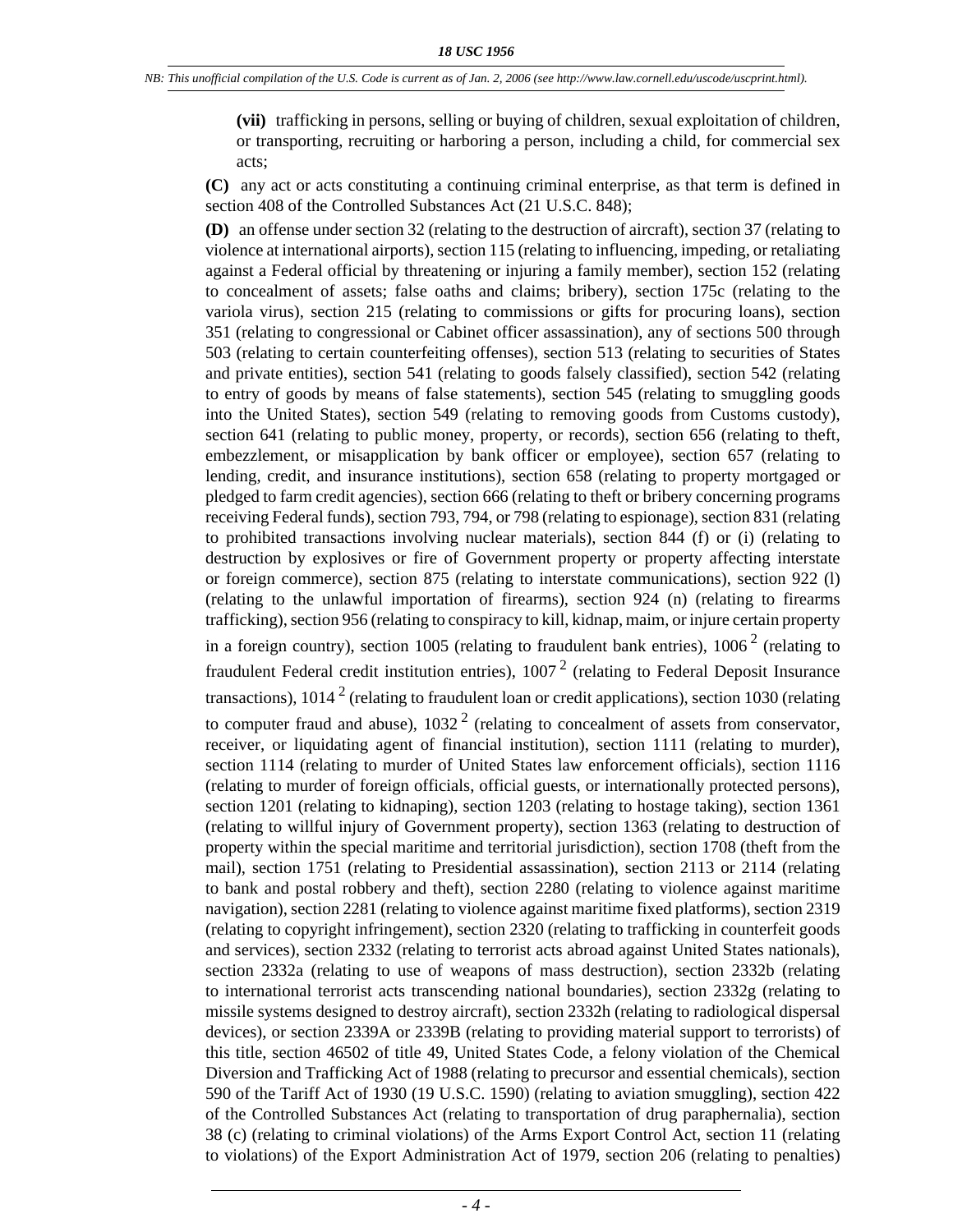**(vii)** trafficking in persons, selling or buying of children, sexual exploitation of children, or transporting, recruiting or harboring a person, including a child, for commercial sex acts;

**(C)** any act or acts constituting a continuing criminal enterprise, as that term is defined in section 408 of the Controlled Substances Act (21 U.S.C. 848);

**(D)** an offense under section 32 (relating to the destruction of aircraft), section 37 (relating to violence at international airports), section 115 (relating to influencing, impeding, or retaliating against a Federal official by threatening or injuring a family member), section 152 (relating to concealment of assets; false oaths and claims; bribery), section 175c (relating to the variola virus), section 215 (relating to commissions or gifts for procuring loans), section 351 (relating to congressional or Cabinet officer assassination), any of sections 500 through 503 (relating to certain counterfeiting offenses), section 513 (relating to securities of States and private entities), section 541 (relating to goods falsely classified), section 542 (relating to entry of goods by means of false statements), section 545 (relating to smuggling goods into the United States), section 549 (relating to removing goods from Customs custody), section 641 (relating to public money, property, or records), section 656 (relating to theft, embezzlement, or misapplication by bank officer or employee), section 657 (relating to lending, credit, and insurance institutions), section 658 (relating to property mortgaged or pledged to farm credit agencies), section 666 (relating to theft or bribery concerning programs receiving Federal funds), section 793, 794, or 798 (relating to espionage), section 831 (relating to prohibited transactions involving nuclear materials), section 844 (f) or (i) (relating to destruction by explosives or fire of Government property or property affecting interstate or foreign commerce), section 875 (relating to interstate communications), section 922 (l) (relating to the unlawful importation of firearms), section 924 (n) (relating to firearms trafficking), section 956 (relating to conspiracy to kill, kidnap, maim, or injure certain property in a foreign country), section 1005 (relating to fraudulent bank entries), 1006 [2] (relating to fraudulent Federal credit institution entries), 1007 [2] (relating to Federal Deposit Insurance transactions), 1014 [2] (relating to fraudulent loan or credit applications), section 1030 (relating to computer fraud and abuse), 1032 [2] (relating to concealment of assets from conservator, receiver, or liquidating agent of financial institution), section 1111 (relating to murder), section 1114 (relating to murder of United States law enforcement officials), section 1116 (relating to murder of foreign officials, official guests, or internationally protected persons), section 1201 (relating to kidnaping), section 1203 (relating to hostage taking), section 1361 (relating to willful injury of Government property), section 1363 (relating to destruction of property within the special maritime and territorial jurisdiction), section 1708 (theft from the mail), section 1751 (relating to Presidential assassination), section 2113 or 2114 (relating to bank and postal robbery and theft), section 2280 (relating to violence against maritime navigation), section 2281 (relating to violence against maritime fixed platforms), section 2319 (relating to copyright infringement), section 2320 (relating to trafficking in counterfeit goods and services), section 2332 (relating to terrorist acts abroad against United States nationals), section 2332a (relating to use of weapons of mass destruction), section 2332b (relating to international terrorist acts transcending national boundaries), section 2332g (relating to missile systems designed to destroy aircraft), section 2332h (relating to radiological dispersal devices), or section 2339A or 2339B (relating to providing material support to terrorists) of this title, section 46502 of title 49, United States Code, a felony violation of the Chemical Diversion and Trafficking Act of 1988 (relating to precursor and essential chemicals), section 590 of the Tariff Act of 1930 (19 U.S.C. 1590) (relating to aviation smuggling), section 422 of the Controlled Substances Act (relating to transportation of drug paraphernalia), section 38 (c) (relating to criminal violations) of the Arms Export Control Act, section 11 (relating to violations) of the Export Administration Act of 1979, section 206 (relating to penalties)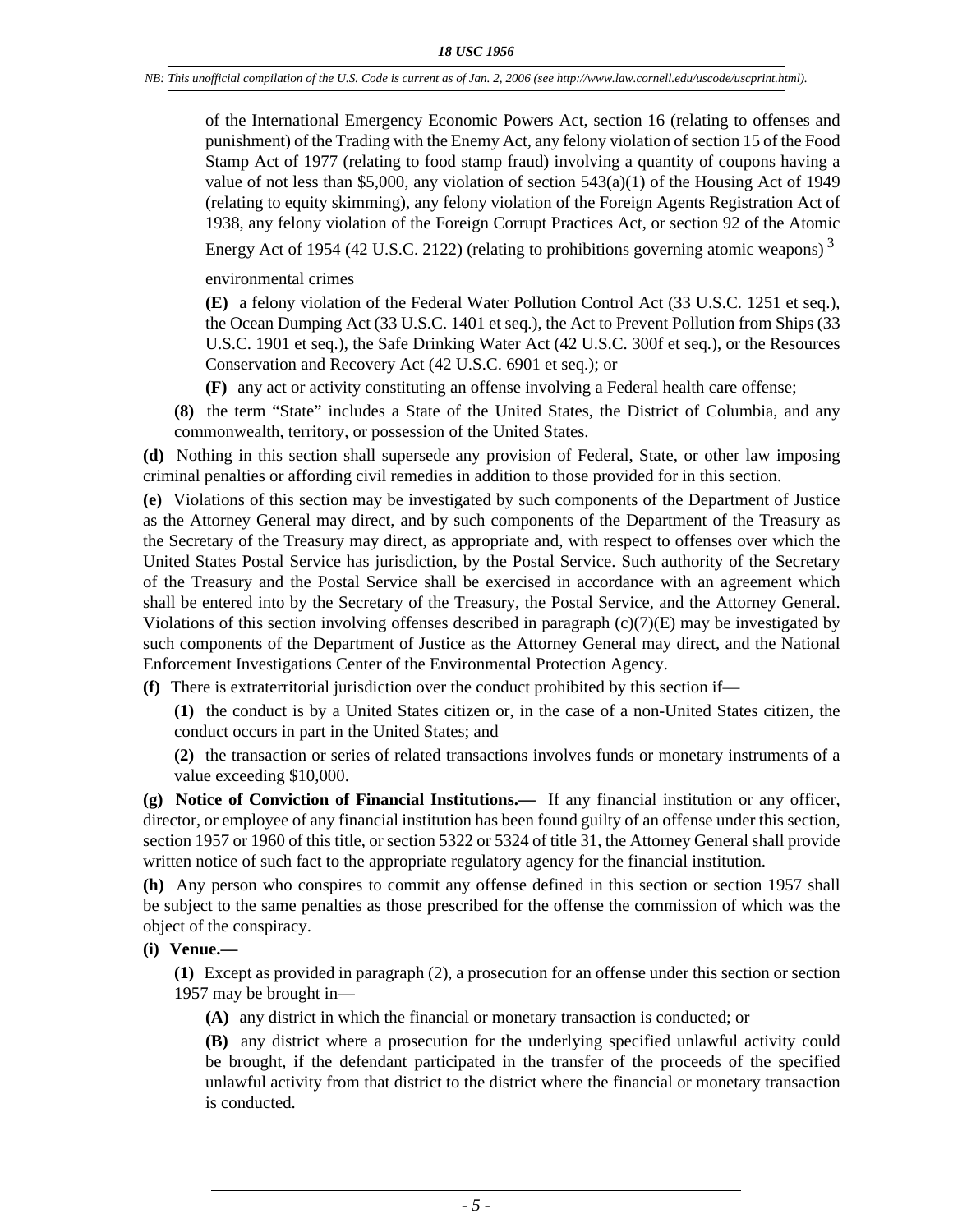of the International Emergency Economic Powers Act, section 16 (relating to offenses and punishment) of the Trading with the Enemy Act, any felony violation of section 15 of the Food Stamp Act of 1977 (relating to food stamp fraud) involving a quantity of coupons having a value of not less than $5,000, any violation of section 543(a)(1) of the Housing Act of 1949 (relating to equity skimming), any felony violation of the Foreign Agents Registration Act of 1938, any felony violation of the Foreign Corrupt Practices Act, or section 92 of the Atomic Energy Act of 1954 (42 U.S.C. 2122) (relating to prohibitions governing atomic weapons) [3]

environmental crimes

**(E)** a felony violation of the Federal Water Pollution Control Act (33 U.S.C. 1251 et seq.), the Ocean Dumping Act (33 U.S.C. 1401 et seq.), the Act to Prevent Pollution from Ships (33 U.S.C. 1901 et seq.), the Safe Drinking Water Act (42 U.S.C. 300f et seq.), or the Resources Conservation and Recovery Act (42 U.S.C. 6901 et seq.); or

**(F)** any act or activity constituting an offense involving a Federal health care offense;

**(8)** the term "State" includes a State of the United States, the District of Columbia, and any commonwealth, territory, or possession of the United States.

**(d)** Nothing in this section shall supersede any provision of Federal, State, or other law imposing criminal penalties or affording civil remedies in addition to those provided for in this section.

**(e)** Violations of this section may be investigated by such components of the Department of Justice as the Attorney General may direct, and by such components of the Department of the Treasury as the Secretary of the Treasury may direct, as appropriate and, with respect to offenses over which the United States Postal Service has jurisdiction, by the Postal Service. Such authority of the Secretary of the Treasury and the Postal Service shall be exercised in accordance with an agreement which shall be entered into by the Secretary of the Treasury, the Postal Service, and the Attorney General. Violations of this section involving offenses described in paragraph (c)(7)(E) may be investigated by such components of the Department of Justice as the Attorney General may direct, and the National Enforcement Investigations Center of the Environmental Protection Agency.

**(f)** There is extraterritorial jurisdiction over the conduct prohibited by this section if—

**(1)** the conduct is by a United States citizen or, in the case of a non-United States citizen, the conduct occurs in part in the United States; and

**(2)** the transaction or series of related transactions involves funds or monetary instruments of a value exceeding $10,000.

**(g) Notice of Conviction of Financial Institutions.—** If any financial institution or any officer, director, or employee of any financial institution has been found guilty of an offense under this section, section 1957 or 1960 of this title, or section 5322 or 5324 of title 31, the Attorney General shall provide written notice of such fact to the appropriate regulatory agency for the financial institution.

**(h)** Any person who conspires to commit any offense defined in this section or section 1957 shall be subject to the same penalties as those prescribed for the offense the commission of which was the object of the conspiracy.

**(i) Venue.—**

**(1)** Except as provided in paragraph (2), a prosecution for an offense under this section or section 1957 may be brought in—

**(A)** any district in which the financial or monetary transaction is conducted; or

**(B)** any district where a prosecution for the underlying specified unlawful activity could be brought, if the defendant participated in the transfer of the proceeds of the specified unlawful activity from that district to the district where the financial or monetary transaction is conducted.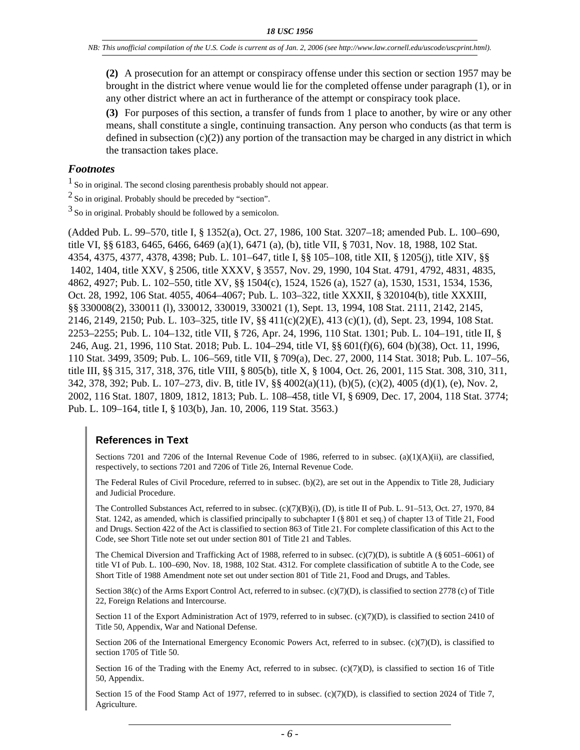(2) A prosecution for an attempt or conspiracy offense under this section or section 1957 may be brought in the district where venue would lie for the completed offense under paragraph (1), or in any other district where an act in furtherance of the attempt or conspiracy took place.

(3) For purposes of this section, a transfer of funds from 1 place to another, by wire or any other means, shall constitute a single, continuing transaction. Any person who conducts (as that term is defined in subsection (c)(2)) any portion of the transaction may be charged in any district in which the transaction takes place.

### *Footnotes*

[1] So in original. The second closing parenthesis probably should not appear.

[2] So in original. Probably should be preceded by "section".

[3] So in original. Probably should be followed by a semicolon.

(Added Pub. L. 99–570, title I, § 1352(a), Oct. 27, 1986, 100 Stat. 3207–18; amended Pub. L. 100–690, title VI, §§ 6183, 6465, 6466, 6469 (a)(1), 6471 (a), (b), title VII, § 7031, Nov. 18, 1988, 102 Stat. 4354, 4375, 4377, 4378, 4398; Pub. L. 101–647, title I, §§ 105–108, title XII, § 1205(j), title XIV, §§ 1402, 1404, title XXV, § 2506, title XXXV, § 3557, Nov. 29, 1990, 104 Stat. 4791, 4792, 4831, 4835, 4862, 4927; Pub. L. 102–550, title XV, §§ 1504(c), 1524, 1526 (a), 1527 (a), 1530, 1531, 1534, 1536, Oct. 28, 1992, 106 Stat. 4055, 4064–4067; Pub. L. 103–322, title XXXII, § 320104(b), title XXXIII, §§ 330008(2), 330011 (l), 330012, 330019, 330021 (1), Sept. 13, 1994, 108 Stat. 2111, 2142, 2145, 2146, 2149, 2150; Pub. L. 103–325, title IV, §§ 411(c)(2)(E), 413 (c)(1), (d), Sept. 23, 1994, 108 Stat. 2253–2255; Pub. L. 104–132, title VII, § 726, Apr. 24, 1996, 110 Stat. 1301; Pub. L. 104–191, title II, § 246, Aug. 21, 1996, 110 Stat. 2018; Pub. L. 104–294, title VI, §§ 601(f)(6), 604 (b)(38), Oct. 11, 1996, 110 Stat. 3499, 3509; Pub. L. 106–569, title VII, § 709(a), Dec. 27, 2000, 114 Stat. 3018; Pub. L. 107–56, title III, §§ 315, 317, 318, 376, title VIII, § 805(b), title X, § 1004, Oct. 26, 2001, 115 Stat. 308, 310, 311, 342, 378, 392; Pub. L. 107–273, div. B, title IV, §§ 4002(a)(11), (b)(5), (c)(2), 4005 (d)(1), (e), Nov. 2, 2002, 116 Stat. 1807, 1809, 1812, 1813; Pub. L. 108–458, title VI, § 6909, Dec. 17, 2004, 118 Stat. 3774; Pub. L. 109–164, title I, § 103(b), Jan. 10, 2006, 119 Stat. 3563.)

#### References in Text

Sections 7201 and 7206 of the Internal Revenue Code of 1986, referred to in subsec. (a)(1)(A)(ii), are classified, respectively, to sections 7201 and 7206 of Title 26, Internal Revenue Code.

The Federal Rules of Civil Procedure, referred to in subsec. (b)(2), are set out in the Appendix to Title 28, Judiciary and Judicial Procedure.

The Controlled Substances Act, referred to in subsec. (c)(7)(B)(i), (D), is title II of Pub. L. 91–513, Oct. 27, 1970, 84 Stat. 1242, as amended, which is classified principally to subchapter I (§ 801 et seq.) of chapter 13 of Title 21, Food and Drugs. Section 422 of the Act is classified to section 863 of Title 21. For complete classification of this Act to the Code, see Short Title note set out under section 801 of Title 21 and Tables.

The Chemical Diversion and Trafficking Act of 1988, referred to in subsec. (c)(7)(D), is subtitle A (§ 6051–6061) of title VI of Pub. L. 100–690, Nov. 18, 1988, 102 Stat. 4312. For complete classification of subtitle A to the Code, see Short Title of 1988 Amendment note set out under section 801 of Title 21, Food and Drugs, and Tables.

Section 38(c) of the Arms Export Control Act, referred to in subsec. (c)(7)(D), is classified to section 2778 (c) of Title 22, Foreign Relations and Intercourse.

Section 11 of the Export Administration Act of 1979, referred to in subsec. (c)(7)(D), is classified to section 2410 of Title 50, Appendix, War and National Defense.

Section 206 of the International Emergency Economic Powers Act, referred to in subsec. (c)(7)(D), is classified to section 1705 of Title 50.

Section 16 of the Trading with the Enemy Act, referred to in subsec. (c)(7)(D), is classified to section 16 of Title 50, Appendix.

Section 15 of the Food Stamp Act of 1977, referred to in subsec. (c)(7)(D), is classified to section 2024 of Title 7, Agriculture.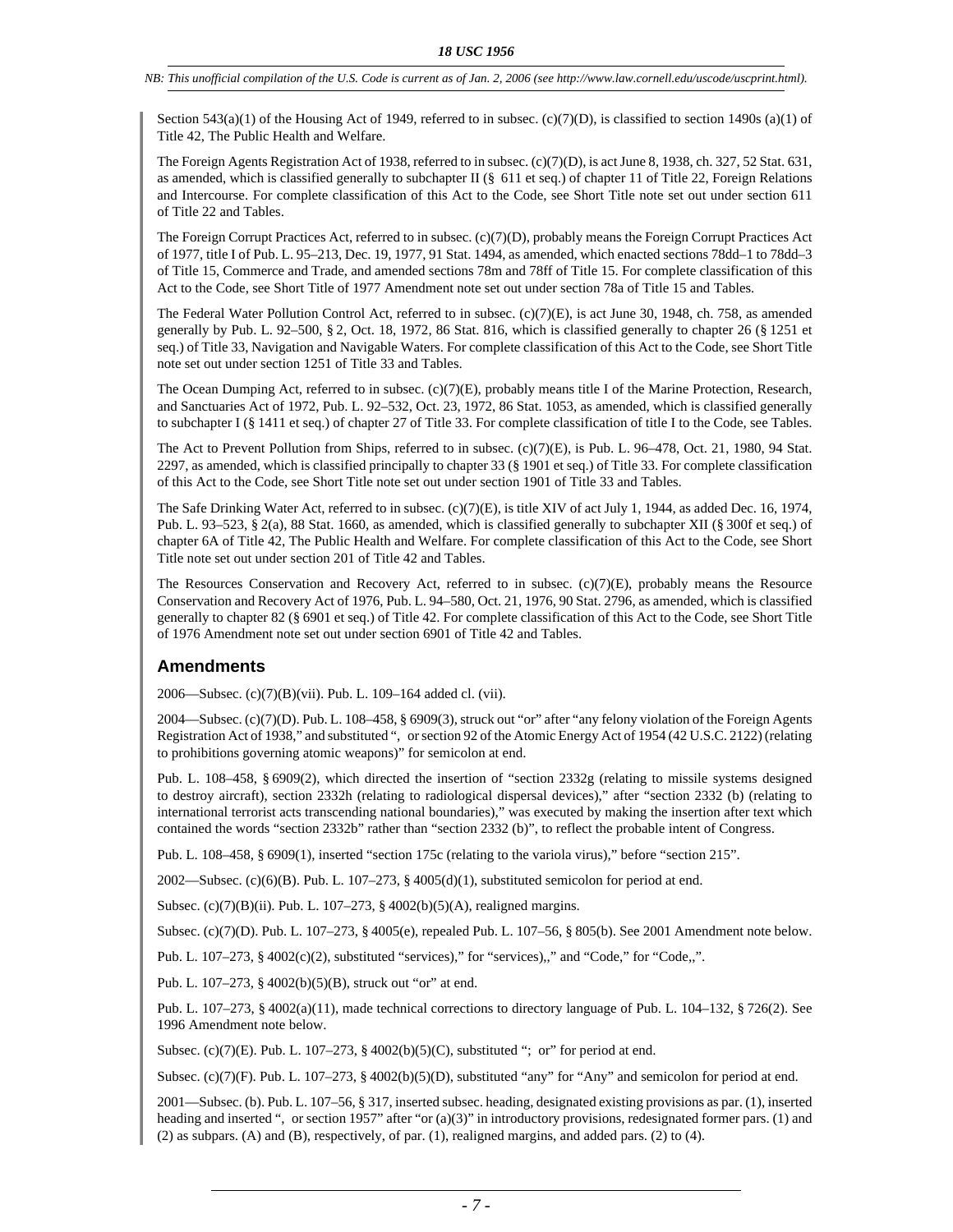Section 543(a)(1) of the Housing Act of 1949, referred to in subsec. (c)(7)(D), is classified to section 1490s (a)(1) of Title 42, The Public Health and Welfare.

The Foreign Agents Registration Act of 1938, referred to in subsec. (c)(7)(D), is act June 8, 1938, ch. 327, 52 Stat. 631, as amended, which is classified generally to subchapter II (§ 611 et seq.) of chapter 11 of Title 22, Foreign Relations and Intercourse. For complete classification of this Act to the Code, see Short Title note set out under section 611 of Title 22 and Tables.

The Foreign Corrupt Practices Act, referred to in subsec. (c)(7)(D), probably means the Foreign Corrupt Practices Act of 1977, title I of Pub. L. 95–213, Dec. 19, 1977, 91 Stat. 1494, as amended, which enacted sections 78dd–1 to 78dd–3 of Title 15, Commerce and Trade, and amended sections 78m and 78ff of Title 15. For complete classification of this Act to the Code, see Short Title of 1977 Amendment note set out under section 78a of Title 15 and Tables.

The Federal Water Pollution Control Act, referred to in subsec. (c)(7)(E), is act June 30, 1948, ch. 758, as amended generally by Pub. L. 92–500, § 2, Oct. 18, 1972, 86 Stat. 816, which is classified generally to chapter 26 (§ 1251 et seq.) of Title 33, Navigation and Navigable Waters. For complete classification of this Act to the Code, see Short Title note set out under section 1251 of Title 33 and Tables.

The Ocean Dumping Act, referred to in subsec. (c)(7)(E), probably means title I of the Marine Protection, Research, and Sanctuaries Act of 1972, Pub. L. 92–532, Oct. 23, 1972, 86 Stat. 1053, as amended, which is classified generally to subchapter I (§ 1411 et seq.) of chapter 27 of Title 33. For complete classification of title I to the Code, see Tables.

The Act to Prevent Pollution from Ships, referred to in subsec. (c)(7)(E), is Pub. L. 96–478, Oct. 21, 1980, 94 Stat. 2297, as amended, which is classified principally to chapter 33 (§ 1901 et seq.) of Title 33. For complete classification of this Act to the Code, see Short Title note set out under section 1901 of Title 33 and Tables.

The Safe Drinking Water Act, referred to in subsec. (c)(7)(E), is title XIV of act July 1, 1944, as added Dec. 16, 1974, Pub. L. 93–523, § 2(a), 88 Stat. 1660, as amended, which is classified generally to subchapter XII (§ 300f et seq.) of chapter 6A of Title 42, The Public Health and Welfare. For complete classification of this Act to the Code, see Short Title note set out under section 201 of Title 42 and Tables.

The Resources Conservation and Recovery Act, referred to in subsec. (c)(7)(E), probably means the Resource Conservation and Recovery Act of 1976, Pub. L. 94–580, Oct. 21, 1976, 90 Stat. 2796, as amended, which is classified generally to chapter 82 (§ 6901 et seq.) of Title 42. For complete classification of this Act to the Code, see Short Title of 1976 Amendment note set out under section 6901 of Title 42 and Tables.

## Amendments

2006—Subsec. (c)(7)(B)(vii). Pub. L. 109–164 added cl. (vii).

2004—Subsec. (c)(7)(D). Pub. L. 108–458, § 6909(3), struck out "or" after "any felony violation of the Foreign Agents Registration Act of 1938," and substituted ", or section 92 of the Atomic Energy Act of 1954 (42 U.S.C. 2122) (relating to prohibitions governing atomic weapons)" for semicolon at end.

Pub. L. 108–458, § 6909(2), which directed the insertion of "section 2332g (relating to missile systems designed to destroy aircraft), section 2332h (relating to radiological dispersal devices)," after "section 2332 (b) (relating to international terrorist acts transcending national boundaries)," was executed by making the insertion after text which contained the words "section 2332b" rather than "section 2332 (b)", to reflect the probable intent of Congress.

Pub. L. 108–458, § 6909(1), inserted "section 175c (relating to the variola virus)," before "section 215".

2002—Subsec. (c)(6)(B). Pub. L. 107–273, § 4005(d)(1), substituted semicolon for period at end.

Subsec. (c)(7)(B)(ii). Pub. L. 107–273, § 4002(b)(5)(A), realigned margins.

Subsec. (c)(7)(D). Pub. L. 107–273, § 4005(e), repealed Pub. L. 107–56, § 805(b). See 2001 Amendment note below.

Pub. L. 107–273, § 4002(c)(2), substituted "services)," for "services),," and "Code," for "Code,,".

Pub. L. 107–273, § 4002(b)(5)(B), struck out "or" at end.

Pub. L. 107–273, § 4002(a)(11), made technical corrections to directory language of Pub. L. 104–132, § 726(2). See 1996 Amendment note below.

Subsec. (c)(7)(E). Pub. L. 107–273, § 4002(b)(5)(C), substituted "; or" for period at end.

Subsec. (c)(7)(F). Pub. L. 107–273, § 4002(b)(5)(D), substituted "any" for "Any" and semicolon for period at end.

2001—Subsec. (b). Pub. L. 107–56, § 317, inserted subsec. heading, designated existing provisions as par. (1), inserted heading and inserted ", or section 1957" after "or (a)(3)" in introductory provisions, redesignated former pars. (1) and (2) as subpars. (A) and (B), respectively, of par. (1), realigned margins, and added pars. (2) to (4).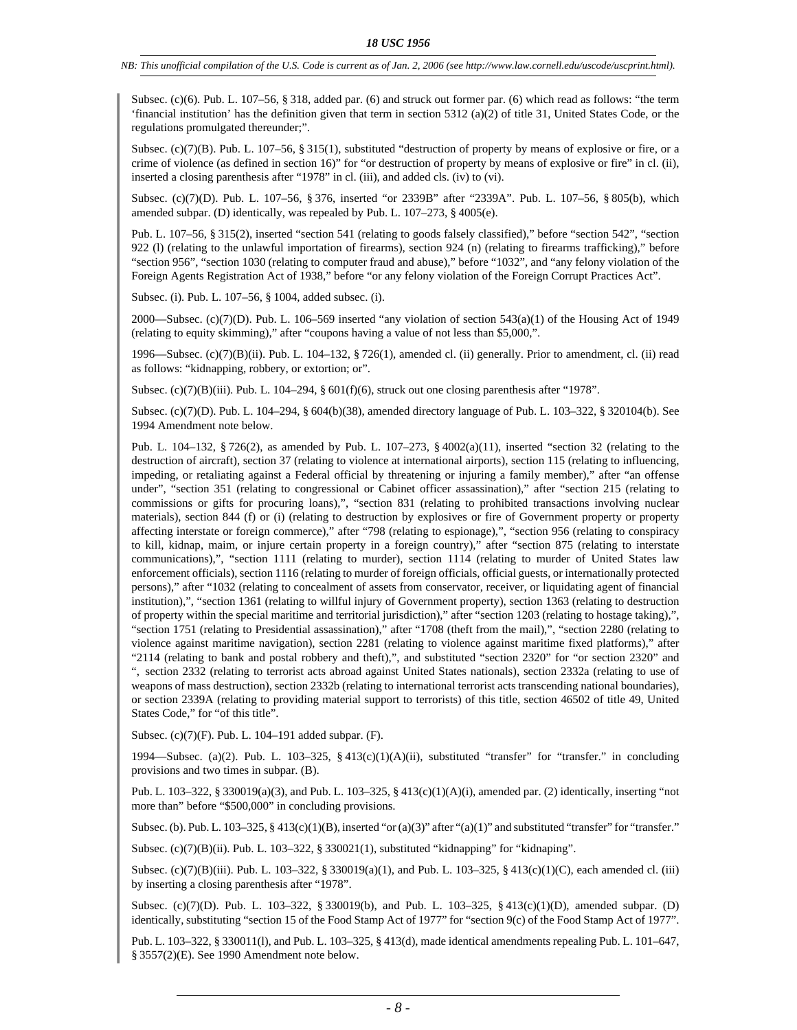Subsec. (c)(6). Pub. L. 107–56, § 318, added par. (6) and struck out former par. (6) which read as follows: “the term ‘financial institution’ has the definition given that term in section 5312 (a)(2) of title 31, United States Code, or the regulations promulgated thereunder;”.

Subsec. (c)(7)(B). Pub. L. 107–56, § 315(1), substituted “destruction of property by means of explosive or fire, or a crime of violence (as defined in section 16)” for “or destruction of property by means of explosive or fire” in cl. (ii), inserted a closing parenthesis after “1978” in cl. (iii), and added cls. (iv) to (vi).

Subsec. (c)(7)(D). Pub. L. 107–56, § 376, inserted “or 2339B” after “2339A”. Pub. L. 107–56, § 805(b), which amended subpar. (D) identically, was repealed by Pub. L. 107–273, § 4005(e).

Pub. L. 107–56, § 315(2), inserted “section 541 (relating to goods falsely classified),” before “section 542”, “section 922 (l) (relating to the unlawful importation of firearms), section 924 (n) (relating to firearms trafficking),” before “section 956”, “section 1030 (relating to computer fraud and abuse),” before “1032”, and “any felony violation of the Foreign Agents Registration Act of 1938,” before “or any felony violation of the Foreign Corrupt Practices Act”.

Subsec. (i). Pub. L. 107–56, § 1004, added subsec. (i).

2000—Subsec. (c)(7)(D). Pub. L. 106–569 inserted “any violation of section 543(a)(1) of the Housing Act of 1949 (relating to equity skimming),” after “coupons having a value of not less than $5,000,”.

1996—Subsec. (c)(7)(B)(ii). Pub. L. 104–132, § 726(1), amended cl. (ii) generally. Prior to amendment, cl. (ii) read as follows: “kidnapping, robbery, or extortion; or”.

Subsec. (c)(7)(B)(iii). Pub. L. 104–294, § 601(f)(6), struck out one closing parenthesis after “1978”.

Subsec. (c)(7)(D). Pub. L. 104–294, § 604(b)(38), amended directory language of Pub. L. 103–322, § 320104(b). See 1994 Amendment note below.

Pub. L. 104–132, § 726(2), as amended by Pub. L. 107–273, § 4002(a)(11), inserted “section 32 (relating to the destruction of aircraft), section 37 (relating to violence at international airports), section 115 (relating to influencing, impeding, or retaliating against a Federal official by threatening or injuring a family member),” after “an offense under”, “section 351 (relating to congressional or Cabinet officer assassination),” after “section 215 (relating to commissions or gifts for procuring loans),”, “section 831 (relating to prohibited transactions involving nuclear materials), section 844 (f) or (i) (relating to destruction by explosives or fire of Government property or property affecting interstate or foreign commerce),” after “798 (relating to espionage),”, “section 956 (relating to conspiracy to kill, kidnap, maim, or injure certain property in a foreign country),” after “section 875 (relating to interstate communications),”, “section 1111 (relating to murder), section 1114 (relating to murder of United States law enforcement officials), section 1116 (relating to murder of foreign officials, official guests, or internationally protected persons),” after “1032 (relating to concealment of assets from conservator, receiver, or liquidating agent of financial institution),”, “section 1361 (relating to willful injury of Government property), section 1363 (relating to destruction of property within the special maritime and territorial jurisdiction),” after “section 1203 (relating to hostage taking),”, “section 1751 (relating to Presidential assassination),” after “1708 (theft from the mail),”, “section 2280 (relating to violence against maritime navigation), section 2281 (relating to violence against maritime fixed platforms),” after “2114 (relating to bank and postal robbery and theft),”, and substituted “section 2320” for “or section 2320” and “, section 2332 (relating to terrorist acts abroad against United States nationals), section 2332a (relating to use of weapons of mass destruction), section 2332b (relating to international terrorist acts transcending national boundaries), or section 2339A (relating to providing material support to terrorists) of this title, section 46502 of title 49, United States Code,” for “of this title”.

Subsec. (c)(7)(F). Pub. L. 104–191 added subpar. (F).

1994—Subsec. (a)(2). Pub. L. 103–325, § 413(c)(1)(A)(ii), substituted “transfer” for “transfer.” in concluding provisions and two times in subpar. (B).

Pub. L. 103–322, § 330019(a)(3), and Pub. L. 103–325, § 413(c)(1)(A)(i), amended par. (2) identically, inserting “not more than” before “$500,000” in concluding provisions.

Subsec. (b). Pub. L. 103–325, § 413(c)(1)(B), inserted “or (a)(3)” after “(a)(1)” and substituted “transfer” for “transfer.”

Subsec. (c)(7)(B)(ii). Pub. L. 103–322, § 330021(1), substituted “kidnapping” for “kidnaping”.

Subsec. (c)(7)(B)(iii). Pub. L. 103–322, § 330019(a)(1), and Pub. L. 103–325, § 413(c)(1)(C), each amended cl. (iii) by inserting a closing parenthesis after “1978”.

Subsec. (c)(7)(D). Pub. L. 103–322, § 330019(b), and Pub. L. 103–325, § 413(c)(1)(D), amended subpar. (D) identically, substituting “section 15 of the Food Stamp Act of 1977” for “section 9(c) of the Food Stamp Act of 1977”.

Pub. L. 103–322, § 330011(l), and Pub. L. 103–325, § 413(d), made identical amendments repealing Pub. L. 101–647, § 3557(2)(E). See 1990 Amendment note below.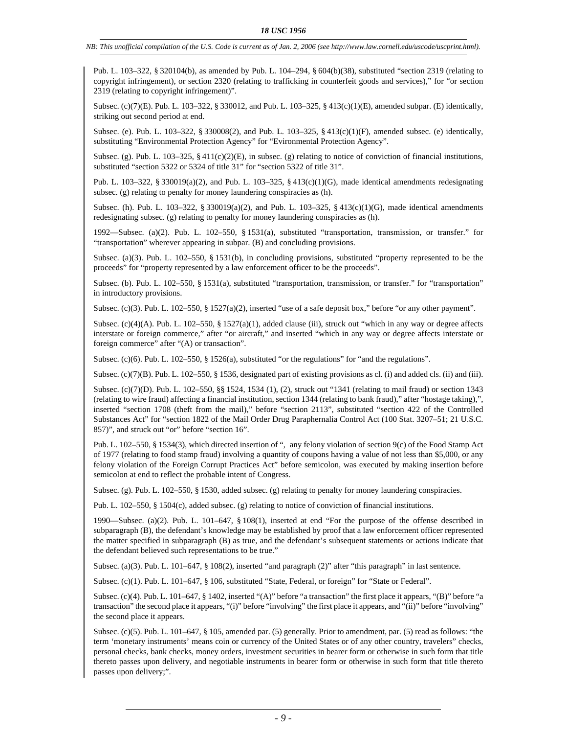Pub. L. 103–322, § 320104(b), as amended by Pub. L. 104–294, § 604(b)(38), substituted "section 2319 (relating to copyright infringement), or section 2320 (relating to trafficking in counterfeit goods and services)," for "or section 2319 (relating to copyright infringement)".

Subsec. (c)(7)(E). Pub. L. 103–322, § 330012, and Pub. L. 103–325, § 413(c)(1)(E), amended subpar. (E) identically, striking out second period at end.

Subsec. (e). Pub. L. 103–322, § 330008(2), and Pub. L. 103–325, § 413(c)(1)(F), amended subsec. (e) identically, substituting "Environmental Protection Agency" for "Evironmental Protection Agency".

Subsec. (g). Pub. L. 103–325, § 411(c)(2)(E), in subsec. (g) relating to notice of conviction of financial institutions, substituted "section 5322 or 5324 of title 31" for "section 5322 of title 31".

Pub. L. 103–322, § 330019(a)(2), and Pub. L. 103–325, § 413(c)(1)(G), made identical amendments redesignating subsec. (g) relating to penalty for money laundering conspiracies as (h).

Subsec. (h). Pub. L. 103–322, § 330019(a)(2), and Pub. L. 103–325, § 413(c)(1)(G), made identical amendments redesignating subsec. (g) relating to penalty for money laundering conspiracies as (h).

1992—Subsec. (a)(2). Pub. L. 102–550, § 1531(a), substituted "transportation, transmission, or transfer." for "transportation" wherever appearing in subpar. (B) and concluding provisions.

Subsec. (a)(3). Pub. L. 102–550, § 1531(b), in concluding provisions, substituted "property represented to be the proceeds" for "property represented by a law enforcement officer to be the proceeds".

Subsec. (b). Pub. L. 102–550, § 1531(a), substituted "transportation, transmission, or transfer." for "transportation" in introductory provisions.

Subsec. (c)(3). Pub. L. 102–550, § 1527(a)(2), inserted "use of a safe deposit box," before "or any other payment".

Subsec. (c)(4)(A). Pub. L. 102–550, § 1527(a)(1), added clause (iii), struck out "which in any way or degree affects interstate or foreign commerce," after "or aircraft," and inserted "which in any way or degree affects interstate or foreign commerce" after "(A) or transaction".

Subsec. (c)(6). Pub. L. 102–550, § 1526(a), substituted "or the regulations" for "and the regulations".

Subsec. (c)(7)(B). Pub. L. 102–550, § 1536, designated part of existing provisions as cl. (i) and added cls. (ii) and (iii).

Subsec. (c)(7)(D). Pub. L. 102–550, §§ 1524, 1534 (1), (2), struck out "1341 (relating to mail fraud) or section 1343 (relating to wire fraud) affecting a financial institution, section 1344 (relating to bank fraud)," after "hostage taking),", inserted "section 1708 (theft from the mail)," before "section 2113", substituted "section 422 of the Controlled Substances Act" for "section 1822 of the Mail Order Drug Paraphernalia Control Act (100 Stat. 3207–51; 21 U.S.C. 857)", and struck out "or" before "section 16".

Pub. L. 102–550, § 1534(3), which directed insertion of ", any felony violation of section 9(c) of the Food Stamp Act of 1977 (relating to food stamp fraud) involving a quantity of coupons having a value of not less than $5,000, or any felony violation of the Foreign Corrupt Practices Act" before semicolon, was executed by making insertion before semicolon at end to reflect the probable intent of Congress.

Subsec. (g). Pub. L. 102–550, § 1530, added subsec. (g) relating to penalty for money laundering conspiracies.

Pub. L. 102–550, § 1504(c), added subsec. (g) relating to notice of conviction of financial institutions.

1990—Subsec. (a)(2). Pub. L. 101–647, § 108(1), inserted at end "For the purpose of the offense described in subparagraph (B), the defendant's knowledge may be established by proof that a law enforcement officer represented the matter specified in subparagraph (B) as true, and the defendant's subsequent statements or actions indicate that the defendant believed such representations to be true."

Subsec. (a)(3). Pub. L. 101–647, § 108(2), inserted "and paragraph (2)" after "this paragraph" in last sentence.

Subsec. (c)(1). Pub. L. 101–647, § 106, substituted "State, Federal, or foreign" for "State or Federal".

Subsec. (c)(4). Pub. L. 101–647, § 1402, inserted "(A)" before "a transaction" the first place it appears, "(B)" before "a transaction" the second place it appears, "(i)" before "involving" the first place it appears, and "(ii)" before "involving" the second place it appears.

Subsec. (c)(5). Pub. L. 101–647, § 105, amended par. (5) generally. Prior to amendment, par. (5) read as follows: "the term 'monetary instruments' means coin or currency of the United States or of any other country, travelers" checks, personal checks, bank checks, money orders, investment securities in bearer form or otherwise in such form that title thereto passes upon delivery, and negotiable instruments in bearer form or otherwise in such form that title thereto passes upon delivery;".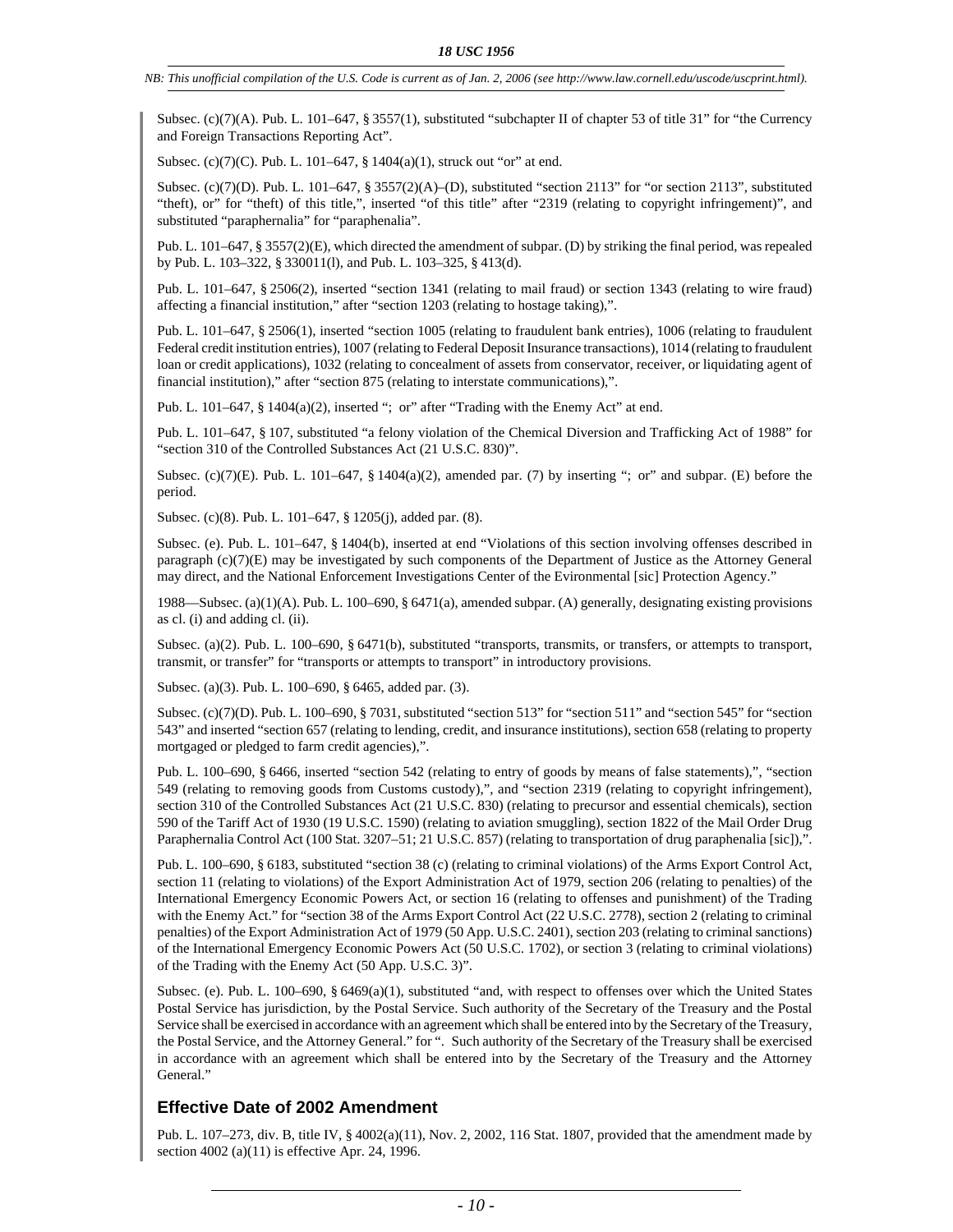Subsec. (c)(7)(A). Pub. L. 101–647, § 3557(1), substituted "subchapter II of chapter 53 of title 31" for "the Currency and Foreign Transactions Reporting Act".

Subsec. (c)(7)(C). Pub. L. 101–647, § 1404(a)(1), struck out "or" at end.

Subsec. (c)(7)(D). Pub. L. 101–647, § 3557(2)(A)–(D), substituted "section 2113" for "or section 2113", substituted "theft), or" for "theft) of this title,", inserted "of this title" after "2319 (relating to copyright infringement)", and substituted "paraphernalia" for "paraphenalia".

Pub. L. 101–647, § 3557(2)(E), which directed the amendment of subpar. (D) by striking the final period, was repealed by Pub. L. 103–322, § 330011(l), and Pub. L. 103–325, § 413(d).

Pub. L. 101–647, § 2506(2), inserted "section 1341 (relating to mail fraud) or section 1343 (relating to wire fraud) affecting a financial institution," after "section 1203 (relating to hostage taking),".

Pub. L. 101–647, § 2506(1), inserted "section 1005 (relating to fraudulent bank entries), 1006 (relating to fraudulent Federal credit institution entries), 1007 (relating to Federal Deposit Insurance transactions), 1014 (relating to fraudulent loan or credit applications), 1032 (relating to concealment of assets from conservator, receiver, or liquidating agent of financial institution)," after "section 875 (relating to interstate communications),".

Pub. L. 101–647, § 1404(a)(2), inserted "; or" after "Trading with the Enemy Act" at end.

Pub. L. 101–647, § 107, substituted "a felony violation of the Chemical Diversion and Trafficking Act of 1988" for "section 310 of the Controlled Substances Act (21 U.S.C. 830)".

Subsec. (c)(7)(E). Pub. L. 101–647, § 1404(a)(2), amended par. (7) by inserting "; or" and subpar. (E) before the period.

Subsec. (c)(8). Pub. L. 101–647, § 1205(j), added par. (8).

Subsec. (e). Pub. L. 101–647, § 1404(b), inserted at end "Violations of this section involving offenses described in paragraph (c)(7)(E) may be investigated by such components of the Department of Justice as the Attorney General may direct, and the National Enforcement Investigations Center of the Evironmental [sic] Protection Agency."

1988—Subsec. (a)(1)(A). Pub. L. 100–690, § 6471(a), amended subpar. (A) generally, designating existing provisions as cl. (i) and adding cl. (ii).

Subsec. (a)(2). Pub. L. 100–690, § 6471(b), substituted "transports, transmits, or transfers, or attempts to transport, transmit, or transfer" for "transports or attempts to transport" in introductory provisions.

Subsec. (a)(3). Pub. L. 100–690, § 6465, added par. (3).

Subsec. (c)(7)(D). Pub. L. 100–690, § 7031, substituted "section 513" for "section 511" and "section 545" for "section 543" and inserted "section 657 (relating to lending, credit, and insurance institutions), section 658 (relating to property mortgaged or pledged to farm credit agencies),".

Pub. L. 100–690, § 6466, inserted "section 542 (relating to entry of goods by means of false statements),", "section 549 (relating to removing goods from Customs custody),", and "section 2319 (relating to copyright infringement), section 310 of the Controlled Substances Act (21 U.S.C. 830) (relating to precursor and essential chemicals), section 590 of the Tariff Act of 1930 (19 U.S.C. 1590) (relating to aviation smuggling), section 1822 of the Mail Order Drug Paraphernalia Control Act (100 Stat. 3207–51; 21 U.S.C. 857) (relating to transportation of drug paraphenalia [sic]),".

Pub. L. 100–690, § 6183, substituted "section 38 (c) (relating to criminal violations) of the Arms Export Control Act, section 11 (relating to violations) of the Export Administration Act of 1979, section 206 (relating to penalties) of the International Emergency Economic Powers Act, or section 16 (relating to offenses and punishment) of the Trading with the Enemy Act." for "section 38 of the Arms Export Control Act (22 U.S.C. 2778), section 2 (relating to criminal penalties) of the Export Administration Act of 1979 (50 App. U.S.C. 2401), section 203 (relating to criminal sanctions) of the International Emergency Economic Powers Act (50 U.S.C. 1702), or section 3 (relating to criminal violations) of the Trading with the Enemy Act (50 App. U.S.C. 3)".

Subsec. (e). Pub. L. 100–690, § 6469(a)(1), substituted "and, with respect to offenses over which the United States Postal Service has jurisdiction, by the Postal Service. Such authority of the Secretary of the Treasury and the Postal Service shall be exercised in accordance with an agreement which shall be entered into by the Secretary of the Treasury, the Postal Service, and the Attorney General." for ". Such authority of the Secretary of the Treasury shall be exercised in accordance with an agreement which shall be entered into by the Secretary of the Treasury and the Attorney General."

## Effective Date of 2002 Amendment

Pub. L. 107–273, div. B, title IV, § 4002(a)(11), Nov. 2, 2002, 116 Stat. 1807, provided that the amendment made by section 4002 (a)(11) is effective Apr. 24, 1996.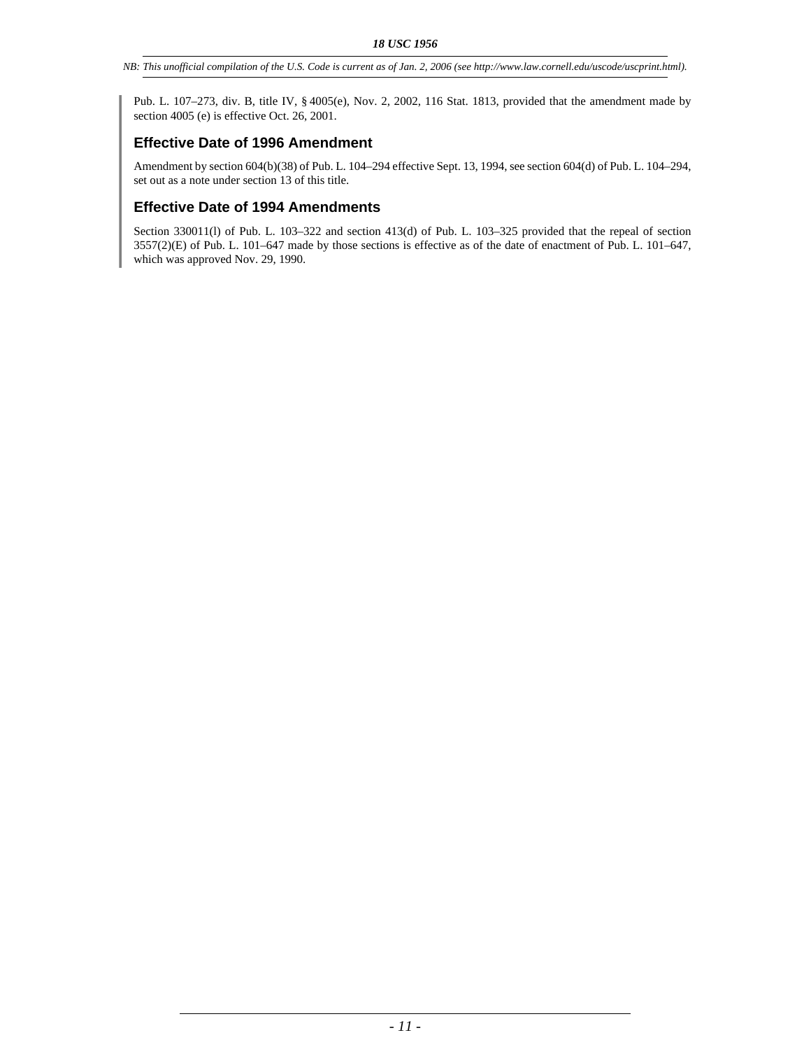Pub. L. 107–273, div. B, title IV, § 4005(e), Nov. 2, 2002, 116 Stat. 1813, provided that the amendment made by section 4005 (e) is effective Oct. 26, 2001.

## Effective Date of 1996 Amendment

Amendment by section 604(b)(38) of Pub. L. 104–294 effective Sept. 13, 1994, see section 604(d) of Pub. L. 104–294, set out as a note under section 13 of this title.

## Effective Date of 1994 Amendments

Section 330011(l) of Pub. L. 103–322 and section 413(d) of Pub. L. 103–325 provided that the repeal of section 3557(2)(E) of Pub. L. 101–647 made by those sections is effective as of the date of enactment of Pub. L. 101–647, which was approved Nov. 29, 1990.